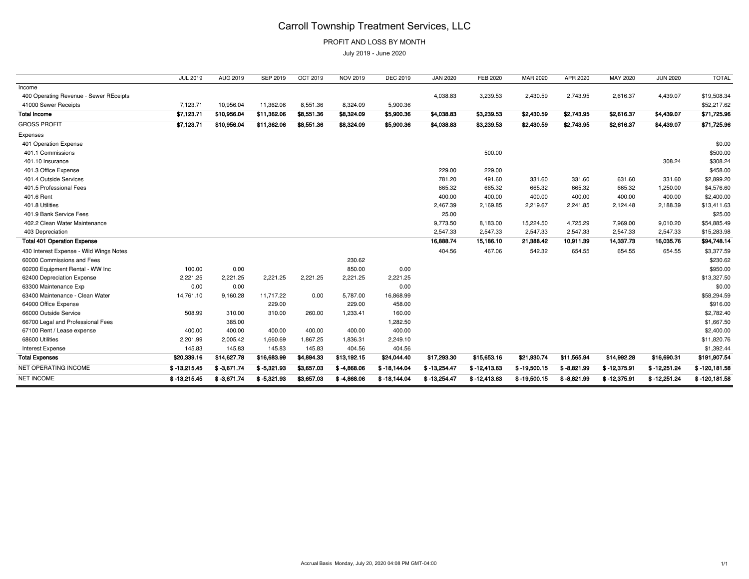# Carroll Township Treatment Services, LLC

PROFIT AND LOSS BY MONTH

July 2019 - June 2020

| | JUL 2019 | AUG 2019 | SEP 2019 | OCT 2019 | NOV 2019 | DEC 2019 | JAN 2020 | FEB 2020 | MAR 2020 | APR 2020 | MAY 2020 | JUN 2020 | TOTAL |
|---|---|---|---|---|---|---|---|---|---|---|---|---|---|
| Income | | | | | | | | | | | | | |
| 400 Operating Revenue - Sewer REceipts | | | | | | | 4,038.83 | 3,239.53 | 2,430.59 | 2,743.95 | 2,616.37 | 4,439.07 | $19,508.34 |
| 41000 Sewer Receipts | 7,123.71 | 10,956.04 | 11,362.06 | 8,551.36 | 8,324.09 | 5,900.36 | | | | | | | $52,217.62 |
| **Total Income** | **$7,123.71** | **$10,956.04** | **$11,362.06** | **$8,551.36** | **$8,324.09** | **$5,900.36** | **$4,038.83** | **$3,239.53** | **$2,430.59** | **$2,743.95** | **$2,616.37** | **$4,439.07** | **$71,725.96** |
| GROSS PROFIT | **$7,123.71** | **$10,956.04** | **$11,362.06** | **$8,551.36** | **$8,324.09** | **$5,900.36** | **$4,038.83** | **$3,239.53** | **$2,430.59** | **$2,743.95** | **$2,616.37** | **$4,439.07** | **$71,725.96** |
| Expenses | | | | | | | | | | | | | |
| 401 Operation Expense | | | | | | | | | | | | | $0.00 |
| 401.1 Commissions | | | | | | | | 500.00 | | | | | $500.00 |
| 401.10 Insurance | | | | | | | | | | | | 308.24 | $308.24 |
| 401.3 Office Expense | | | | | | | 229.00 | 229.00 | | | | | $458.00 |
| 401.4 Outside Services | | | | | | | 781.20 | 491.60 | 331.60 | 331.60 | 631.60 | 331.60 | $2,899.20 |
| 401.5 Professional Fees | | | | | | | 665.32 | 665.32 | 665.32 | 665.32 | 665.32 | 1,250.00 | $4,576.60 |
| 401.6 Rent | | | | | | | 400.00 | 400.00 | 400.00 | 400.00 | 400.00 | 400.00 | $2,400.00 |
| 401.8 Utilities | | | | | | | 2,467.39 | 2,169.85 | 2,219.67 | 2,241.85 | 2,124.48 | 2,188.39 | $13,411.63 |
| 401.9 Bank Service Fees | | | | | | | 25.00 | | | | | | $25.00 |
| 402.2 Clean Water Maintenance | | | | | | | 9,773.50 | 8,183.00 | 15,224.50 | 4,725.29 | 7,969.00 | 9,010.20 | $54,885.49 |
| 403 Depreciation | | | | | | | 2,547.33 | 2,547.33 | 2,547.33 | 2,547.33 | 2,547.33 | 2,547.33 | $15,283.98 |
| **Total 401 Operation Expense** | | | | | | | **16,888.74** | **15,186.10** | **21,388.42** | **10,911.39** | **14,337.73** | **16,035.76** | **$94,748.14** |
| 430 Interest Expense - Wild Wings Notes | | | | | | | 404.56 | 467.06 | 542.32 | 654.55 | 654.55 | 654.55 | $3,377.59 |
| 60000 Commissions and Fees | | | | | 230.62 | | | | | | | | $230.62 |
| 60200 Equipment Rental - WW Inc | 100.00 | 0.00 | | | 850.00 | 0.00 | | | | | | | $950.00 |
| 62400 Depreciation Expense | 2,221.25 | 2,221.25 | 2,221.25 | 2,221.25 | 2,221.25 | 2,221.25 | | | | | | | $13,327.50 |
| 63300 Maintenance Exp | 0.00 | 0.00 | | | | 0.00 | | | | | | | $0.00 |
| 63400 Maintenance - Clean Water | 14,761.10 | 9,160.28 | 11,717.22 | 0.00 | 5,787.00 | 16,868.99 | | | | | | | $58,294.59 |
| 64900 Office Expense | | | 229.00 | | 229.00 | 458.00 | | | | | | | $916.00 |
| 66000 Outside Service | 508.99 | 310.00 | 310.00 | 260.00 | 1,233.41 | 160.00 | | | | | | | $2,782.40 |
| 66700 Legal and Professional Fees | | 385.00 | | | | 1,282.50 | | | | | | | $1,667.50 |
| 67100 Rent / Lease expense | 400.00 | 400.00 | 400.00 | 400.00 | 400.00 | 400.00 | | | | | | | $2,400.00 |
| 68600 Utilities | 2,201.99 | 2,005.42 | 1,660.69 | 1,867.25 | 1,836.31 | 2,249.10 | | | | | | | $11,820.76 |
| Interest Expense | 145.83 | 145.83 | 145.83 | 145.83 | 404.56 | 404.56 | | | | | | | $1,392.44 |
| **Total Expenses** | **$20,339.16** | **$14,627.78** | **$16,683.99** | **$4,894.33** | **$13,192.15** | **$24,044.40** | **$17,293.30** | **$15,653.16** | **$21,930.74** | **$11,565.94** | **$14,992.28** | **$16,690.31** | **$191,907.54** |
| NET OPERATING INCOME | **$ -13,215.45** | **$ -3,671.74** | **$ -5,321.93** | **$3,657.03** | **$ -4,868.06** | **$ -18,144.04** | **$ -13,254.47** | **$ -12,413.63** | **$ -19,500.15** | **$ -8,821.99** | **$ -12,375.91** | **$ -12,251.24** | **$ -120,181.58** |
| NET INCOME | **$ -13,215.45** | **$ -3,671.74** | **$ -5,321.93** | **$3,657.03** | **$ -4,868.06** | **$ -18,144.04** | **$ -13,254.47** | **$ -12,413.63** | **$ -19,500.15** | **$ -8,821.99** | **$ -12,375.91** | **$ -12,251.24** | **$ -120,181.58** |

Accrual Basis Monday, July 20, 2020 04:08 PM GMT-04:00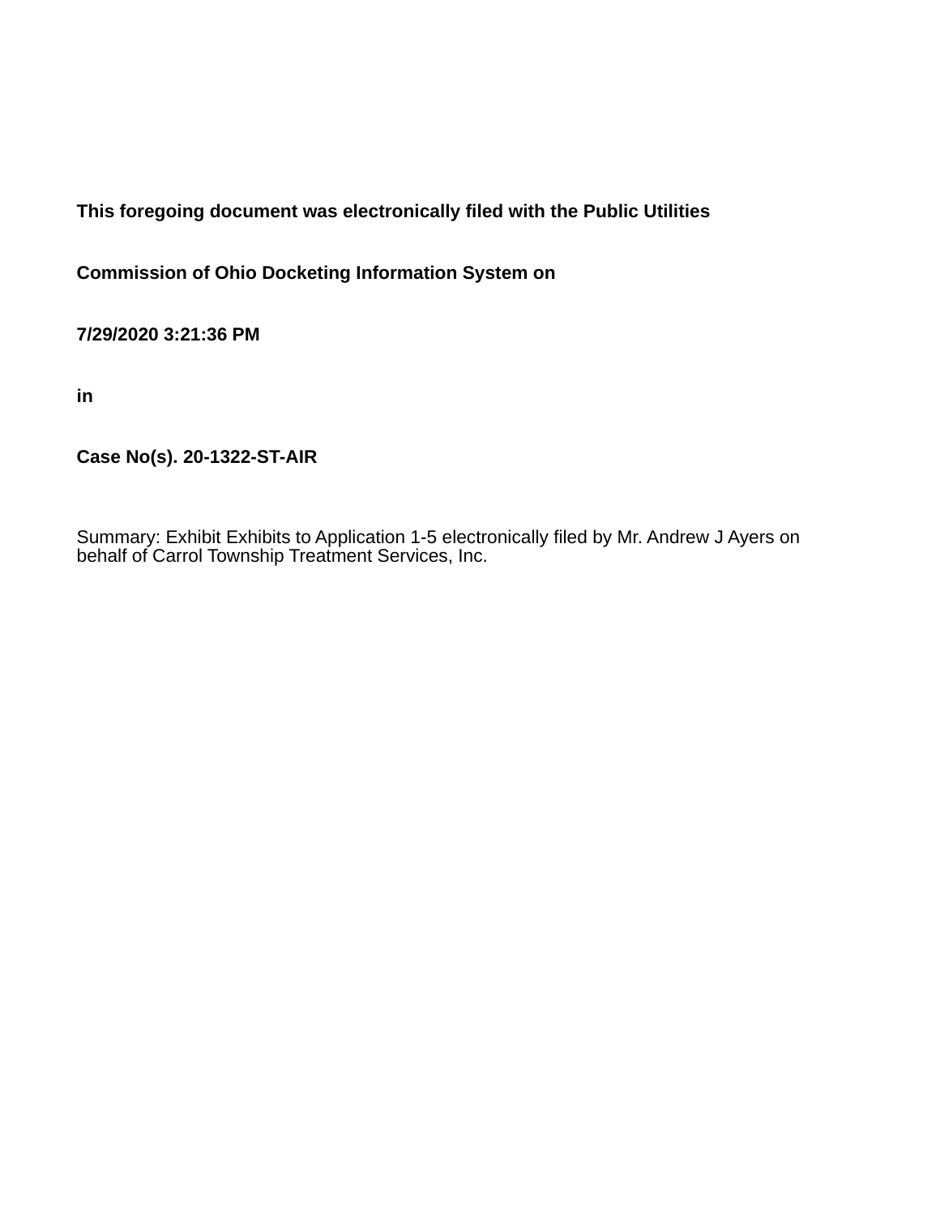**This foregoing document was electronically filed with the Public Utilities**

**Commission of Ohio Docketing Information System on**

**7/29/2020 3:21:36 PM**

**in**

**Case No(s). 20-1322-ST-AIR**

Summary: Exhibit Exhibits to Application 1-5 electronically filed by Mr. Andrew J Ayers on behalf of Carrol Township Treatment Services, Inc.